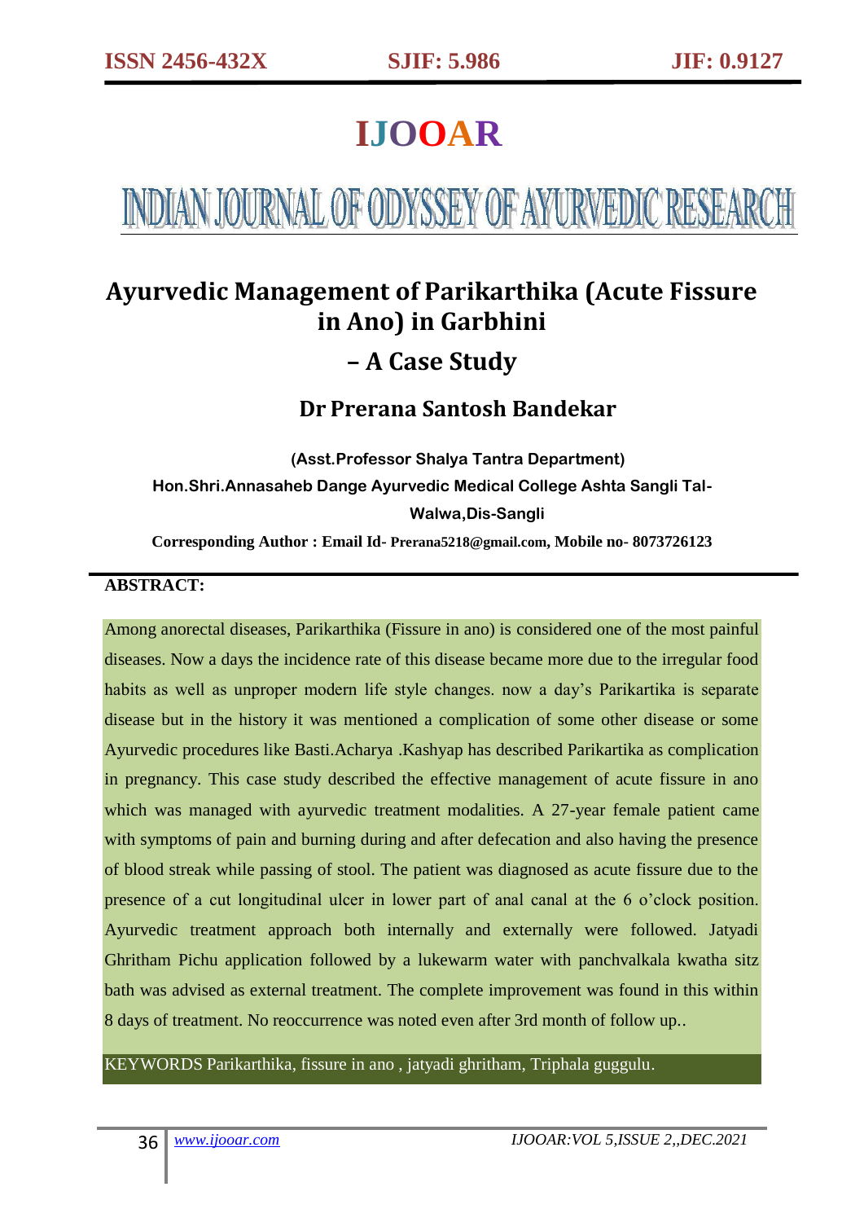ISSN 2456-432X SJIF: 5.986 JIF: 0.9127

# IJOOAR

## INDIAN JOURNAL OF ODYSSEY OF AYURVEDIC RESEARCH

# Ayurvedic Management of Parikarthika (Acute Fissure in Ano) in Garbhini – A Case Study

## Dr Prerana Santosh Bandekar

**(Asst.Professor Shalya Tantra Department)**

**Hon.Shri.Annasaheb Dange Ayurvedic Medical College Ashta Sangli Tal-Walwa,Dis-Sangli**

**Corresponding Author : Email Id- Prerana5218@gmail.com, Mobile no- 8073726123**

**ABSTRACT:**

Among anorectal diseases, Parikarthika (Fissure in ano) is considered one of the most painful diseases. Now a days the incidence rate of this disease became more due to the irregular food habits as well as unproper modern life style changes. now a day's Parikartika is separate disease but in the history it was mentioned a complication of some other disease or some Ayurvedic procedures like Basti.Acharya .Kashyap has described Parikartika as complication in pregnancy. This case study described the effective management of acute fissure in ano which was managed with ayurvedic treatment modalities. A 27-year female patient came with symptoms of pain and burning during and after defecation and also having the presence of blood streak while passing of stool. The patient was diagnosed as acute fissure due to the presence of a cut longitudinal ulcer in lower part of anal canal at the 6 o'clock position. Ayurvedic treatment approach both internally and externally were followed. Jatyadi Ghritham Pichu application followed by a lukewarm water with panchvalkala kwatha sitz bath was advised as external treatment. The complete improvement was found in this within 8 days of treatment. No reoccurrence was noted even after 3rd month of follow up..

KEYWORDS Parikarthika, fissure in ano , jatyadi ghritham, Triphala guggulu.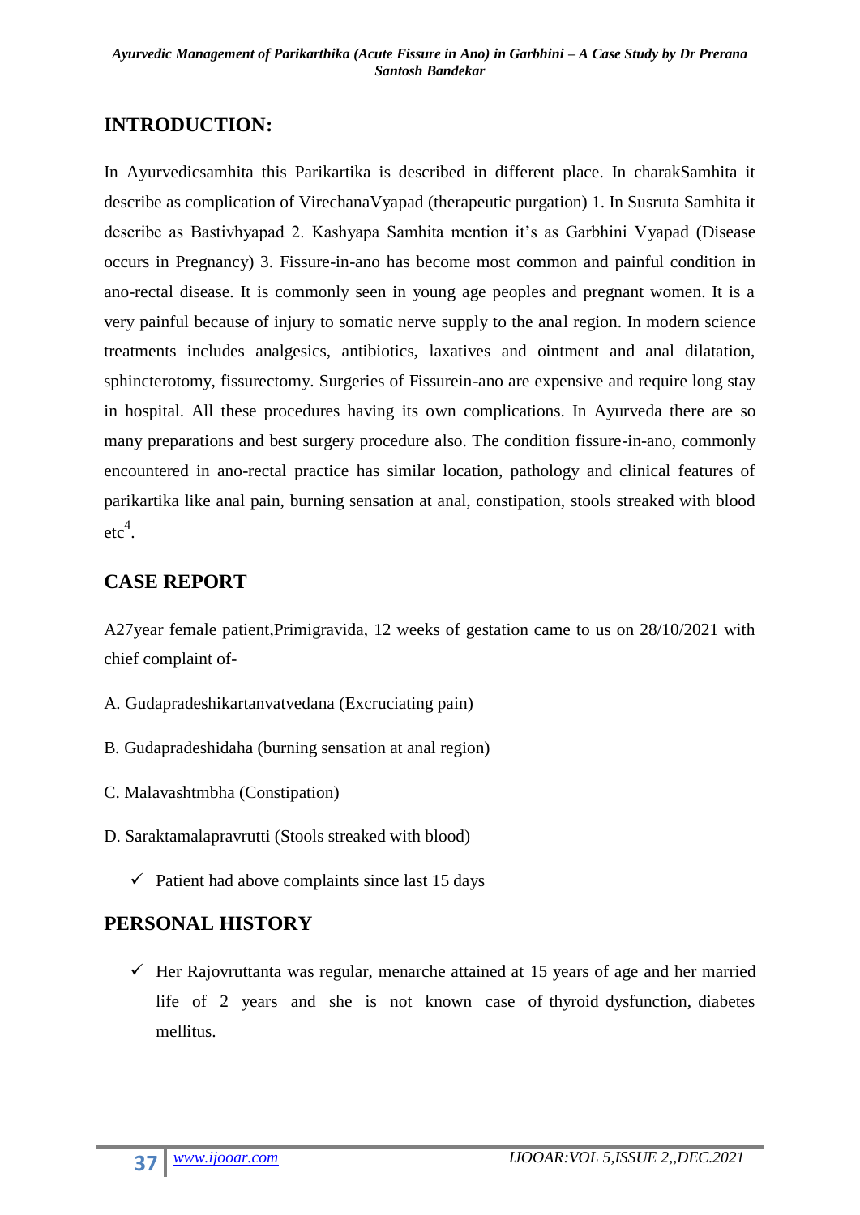## INTRODUCTION:

In Ayurvedicsamhita this Parikartika is described in different place. In charakSamhita it describe as complication of VirechanaVyapad (therapeutic purgation) 1. In Susruta Samhita it describe as Bastivhyapad 2. Kashyapa Samhita mention it's as Garbhini Vyapad (Disease occurs in Pregnancy) 3. Fissure-in-ano has become most common and painful condition in ano-rectal disease. It is commonly seen in young age peoples and pregnant women. It is a very painful because of injury to somatic nerve supply to the anal region. In modern science treatments includes analgesics, antibiotics, laxatives and ointment and anal dilatation, sphincterotomy, fissurectomy. Surgeries of Fissurein-ano are expensive and require long stay in hospital. All these procedures having its own complications. In Ayurveda there are so many preparations and best surgery procedure also. The condition fissure-in-ano, commonly encountered in ano-rectal practice has similar location, pathology and clinical features of parikartika like anal pain, burning sensation at anal, constipation, stools streaked with blood etc[4].

## CASE REPORT

A27year female patient,Primigravida, 12 weeks of gestation came to us on 28/10/2021 with chief complaint of-

A. Gudapradeshikartanvatvedana (Excruciating pain)

B. Gudapradeshidaha (burning sensation at anal region)

C. Malavashtmbha (Constipation)

D. Saraktamalapravrutti (Stools streaked with blood)

- ✓ Patient had above complaints since last 15 days

## PERSONAL HISTORY

- ✓ Her Rajovruttanta was regular, menarche attained at 15 years of age and her married life of 2 years and she is not known case of thyroid dysfunction, diabetes mellitus.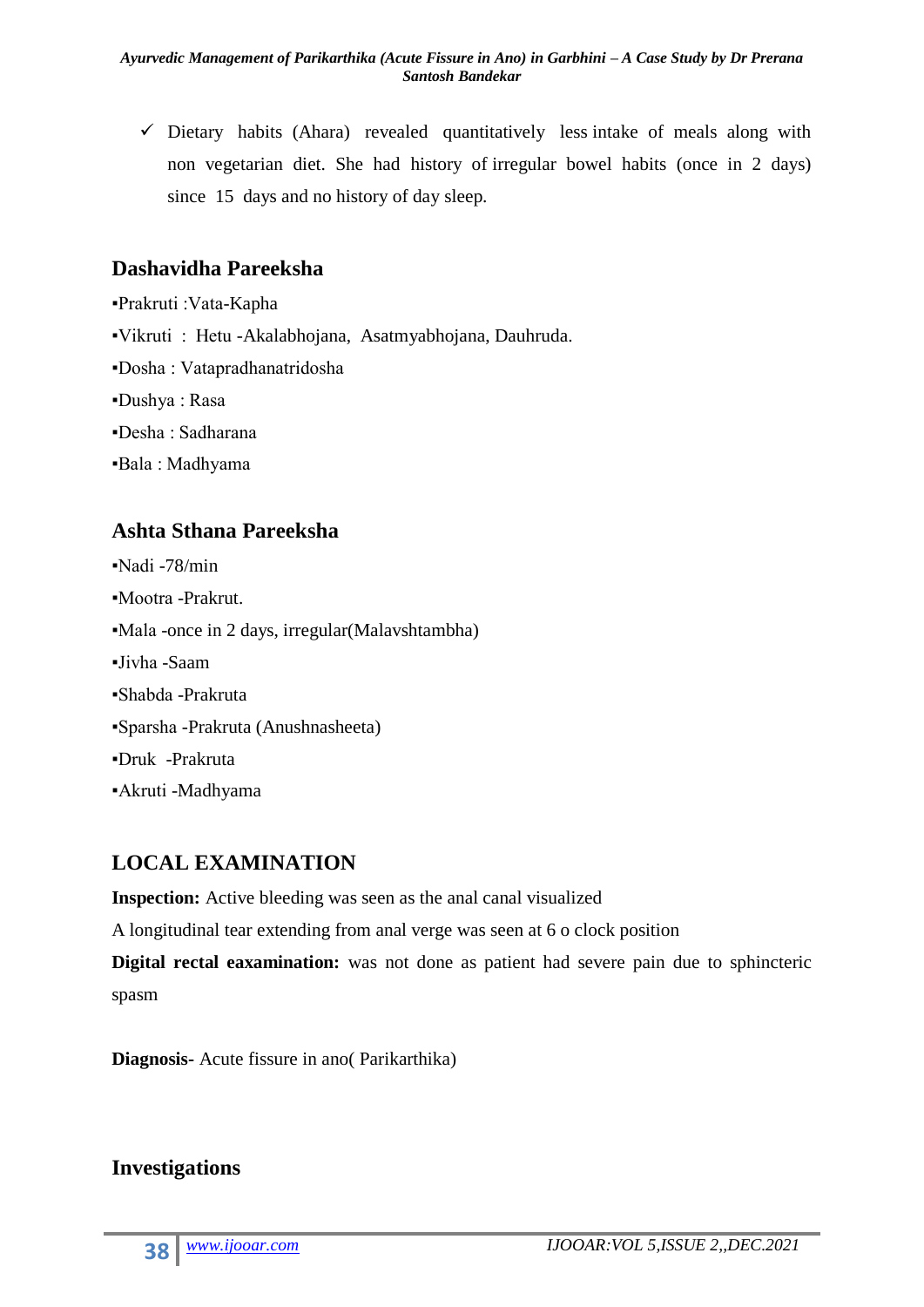- ✓ Dietary habits (Ahara) revealed quantitatively less intake of meals along with non vegetarian diet. She had history of irregular bowel habits (once in 2 days) since 15 days and no history of day sleep.

## Dashavidha Pareeksha

▪Prakruti :Vata-Kapha

▪Vikruti : Hetu -Akalabhojana, Asatmyabhojana, Dauhruda.

▪Dosha : Vatapradhanatridosha

▪Dushya : Rasa

▪Desha : Sadharana

▪Bala : Madhyama

## Ashta Sthana Pareeksha

▪Nadi -78/min

▪Mootra -Prakrut.

▪Mala -once in 2 days, irregular(Malavshtambha)

▪Jivha -Saam

▪Shabda -Prakruta

▪Sparsha -Prakruta (Anushnasheeta)

▪Druk -Prakruta

▪Akruti -Madhyama

## LOCAL EXAMINATION

**Inspection:** Active bleeding was seen as the anal canal visualized

A longitudinal tear extending from anal verge was seen at 6 o clock position

**Digital rectal eaxamination:** was not done as patient had severe pain due to sphincteric spasm

**Diagnosis**- Acute fissure in ano( Parikarthika)

## Investigations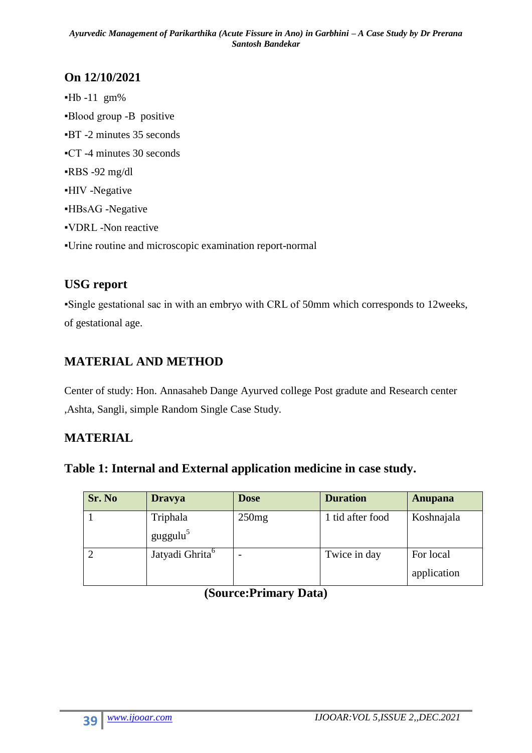## On 12/10/2021

- Hb -11 gm%
- Blood group -B positive
- BT -2 minutes 35 seconds
- CT -4 minutes 30 seconds
- RBS -92 mg/dl
- HIV -Negative
- HBsAG -Negative
- VDRL -Non reactive
- Urine routine and microscopic examination report-normal

## USG report

- Single gestational sac in with an embryo with CRL of 50mm which corresponds to 12weeks, of gestational age.

## MATERIAL AND METHOD

Center of study: Hon. Annasaheb Dange Ayurved college Post gradute and Research center ,Ashta, Sangli, simple Random Single Case Study.

## MATERIAL

### Table 1: Internal and External application medicine in case study.

| Sr. No | Dravya | Dose | Duration | Anupana |
|---|---|---|---|---|
| 1 | Triphala guggulu[5] | 250mg | 1 tid after food | Koshnajala |
| 2 | Jatyadi Ghrita[6] | - | Twice in day | For local application |

**(Source:Primary Data)**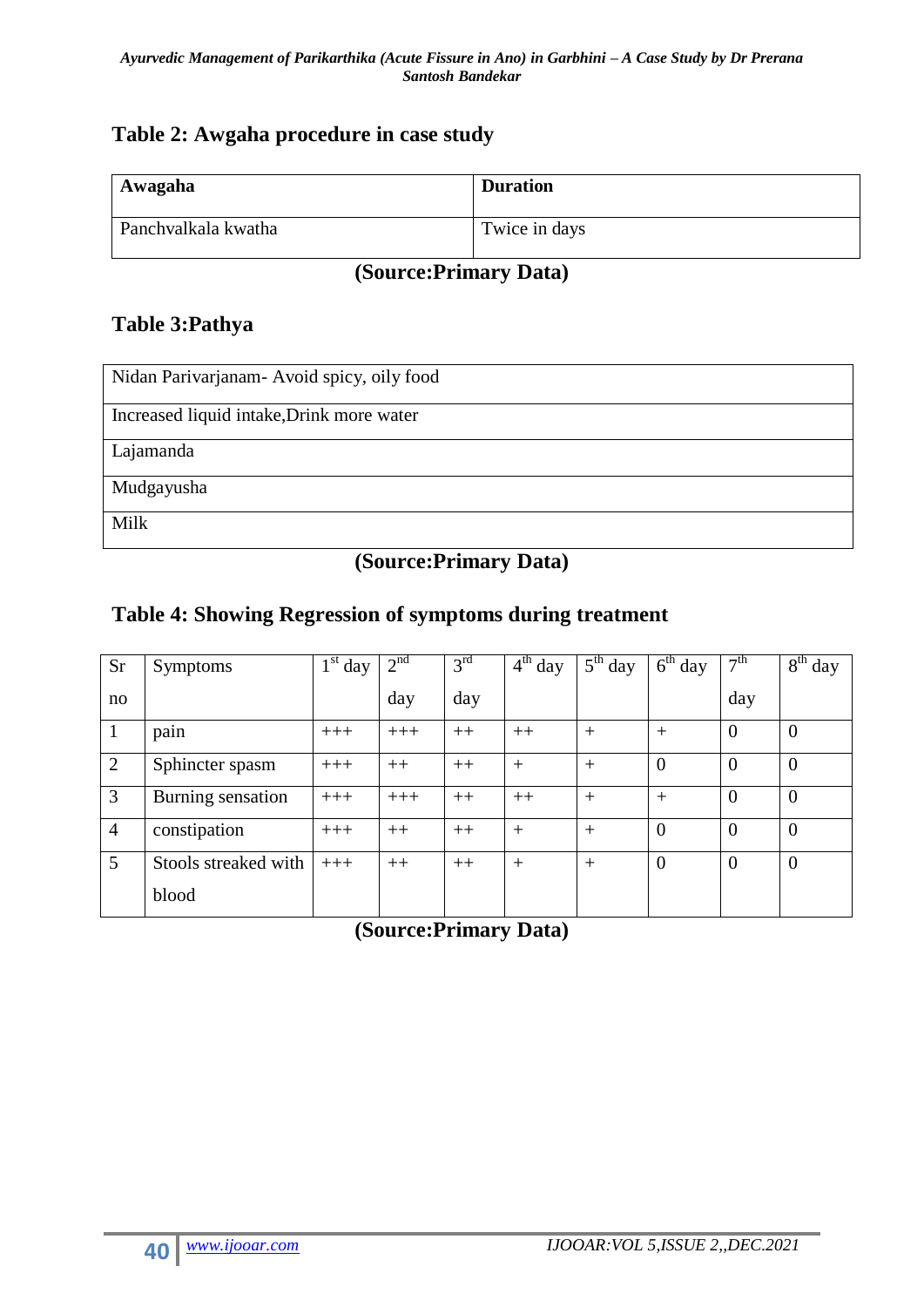## Table 2: Awgaha procedure in case study

| Awagaha | Duration |
|---|---|
| Panchvalkala kwatha | Twice in days |

**(Source:Primary Data)**

## Table 3:Pathya

| |
|---|
| Nidan Parivarjanam- Avoid spicy, oily food |
| Increased liquid intake,Drink more water |
| Lajamanda |
| Mudgayusha |
| Milk |

**(Source:Primary Data)**

## Table 4: Showing Regression of symptoms during treatment

| Sr no | Symptoms | 1st day | 2nd day | 3rd day | 4th day | 5th day | 6th day | 7th day | 8th day |
|---|---|---|---|---|---|---|---|---|---|
| 1 | pain | +++ | +++ | ++ | ++ | + | + | 0 | 0 |
| 2 | Sphincter spasm | +++ | ++ | ++ | + | + | 0 | 0 | 0 |
| 3 | Burning sensation | +++ | +++ | ++ | ++ | + | + | 0 | 0 |
| 4 | constipation | +++ | ++ | ++ | + | + | 0 | 0 | 0 |
| 5 | Stools streaked with blood | +++ | ++ | ++ | + | + | 0 | 0 | 0 |

**(Source:Primary Data)**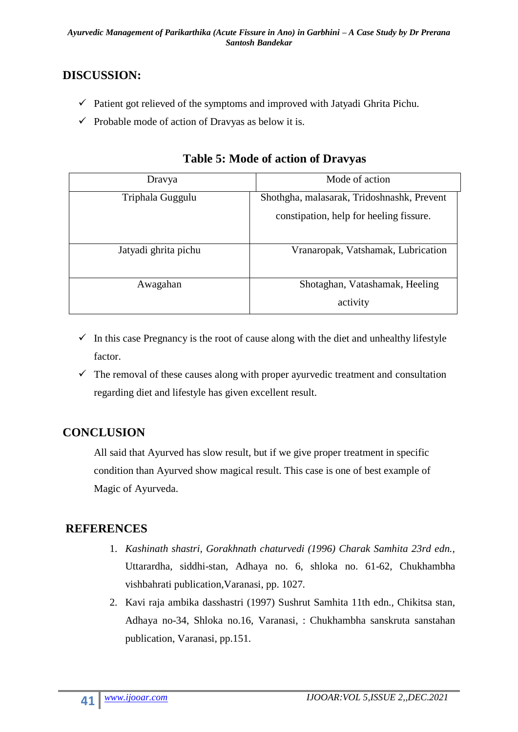## DISCUSSION:

- ✓ Patient got relieved of the symptoms and improved with Jatyadi Ghrita Pichu.
- ✓ Probable mode of action of Dravyas as below it is.

**Table 5: Mode of action of Dravyas**

| Dravya | Mode of action |
|---|---|
| Triphala Guggulu | Shothgha, malasarak, Tridoshnashk, Prevent constipation, help for heeling fissure. |
| Jatyadi ghrita pichu | Vranaropak, Vatshamak, Lubrication |
| Awagahan | Shotaghan, Vatashamak, Heeling activity |

- ✓ In this case Pregnancy is the root of cause along with the diet and unhealthy lifestyle factor.
- ✓ The removal of these causes along with proper ayurvedic treatment and consultation regarding diet and lifestyle has given excellent result.

## CONCLUSION

All said that Ayurved has slow result, but if we give proper treatment in specific condition than Ayurved show magical result. This case is one of best example of Magic of Ayurveda.

## REFERENCES

1. *Kashinath shastri, Gorakhnath chaturvedi (1996) Charak Samhita 23rd edn.*, Uttarardha, siddhi-stan, Adhaya no. 6, shloka no. 61-62, Chukhambha vishbahrati publication,Varanasi, pp. 1027.
2. Kavi raja ambika dasshastri (1997) Sushrut Samhita 11th edn., Chikitsa stan, Adhaya no-34, Shloka no.16, Varanasi, : Chukhambha sanskruta sanstahan publication, Varanasi, pp.151.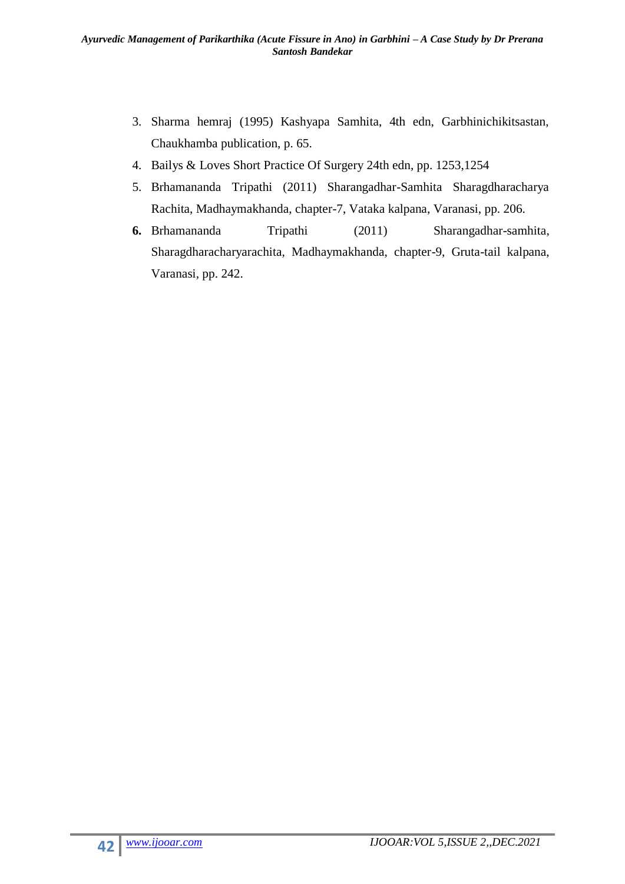3. Sharma hemraj (1995) Kashyapa Samhita, 4th edn, Garbhinichikitsastan, Chaukhamba publication, p. 65.
4. Bailys & Loves Short Practice Of Surgery 24th edn, pp. 1253,1254
5. Brhamananda Tripathi (2011) Sharangadhar-Samhita Sharagdharacharya Rachita, Madhaymakhanda, chapter-7, Vataka kalpana, Varanasi, pp. 206.
6. Brhamananda Tripathi (2011) Sharangadhar-samhita, Sharagdharacharyarachita, Madhaymakhanda, chapter-9, Gruta-tail kalpana, Varanasi, pp. 242.